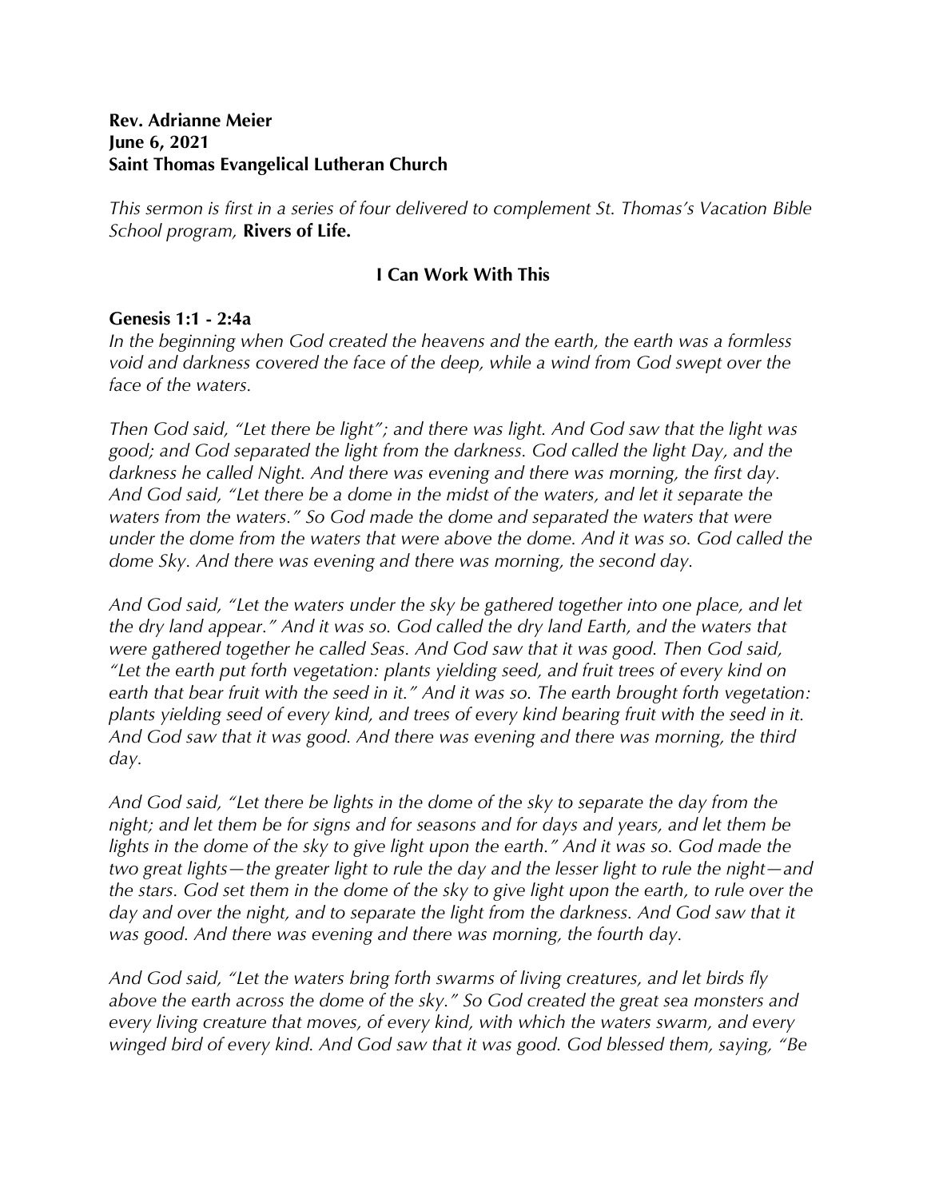**Rev. Adrianne Meier**
**June 6, 2021**
**Saint Thomas Evangelical Lutheran Church**

*This sermon is first in a series of four delivered to complement St. Thomas's Vacation Bible School program,* **Rivers of Life.**

## I Can Work With This

**Genesis 1:1 - 2:4a**

*In the beginning when God created the heavens and the earth, the earth was a formless void and darkness covered the face of the deep, while a wind from God swept over the face of the waters.*

*Then God said, "Let there be light"; and there was light. And God saw that the light was good; and God separated the light from the darkness. God called the light Day, and the darkness he called Night. And there was evening and there was morning, the first day. And God said, "Let there be a dome in the midst of the waters, and let it separate the waters from the waters." So God made the dome and separated the waters that were under the dome from the waters that were above the dome. And it was so. God called the dome Sky. And there was evening and there was morning, the second day.*

*And God said, "Let the waters under the sky be gathered together into one place, and let the dry land appear." And it was so. God called the dry land Earth, and the waters that were gathered together he called Seas. And God saw that it was good. Then God said, "Let the earth put forth vegetation: plants yielding seed, and fruit trees of every kind on earth that bear fruit with the seed in it." And it was so. The earth brought forth vegetation: plants yielding seed of every kind, and trees of every kind bearing fruit with the seed in it. And God saw that it was good. And there was evening and there was morning, the third day.*

*And God said, "Let there be lights in the dome of the sky to separate the day from the night; and let them be for signs and for seasons and for days and years, and let them be lights in the dome of the sky to give light upon the earth." And it was so. God made the two great lights—the greater light to rule the day and the lesser light to rule the night—and the stars. God set them in the dome of the sky to give light upon the earth, to rule over the day and over the night, and to separate the light from the darkness. And God saw that it was good. And there was evening and there was morning, the fourth day.*

*And God said, "Let the waters bring forth swarms of living creatures, and let birds fly above the earth across the dome of the sky." So God created the great sea monsters and every living creature that moves, of every kind, with which the waters swarm, and every winged bird of every kind. And God saw that it was good. God blessed them, saying, "Be*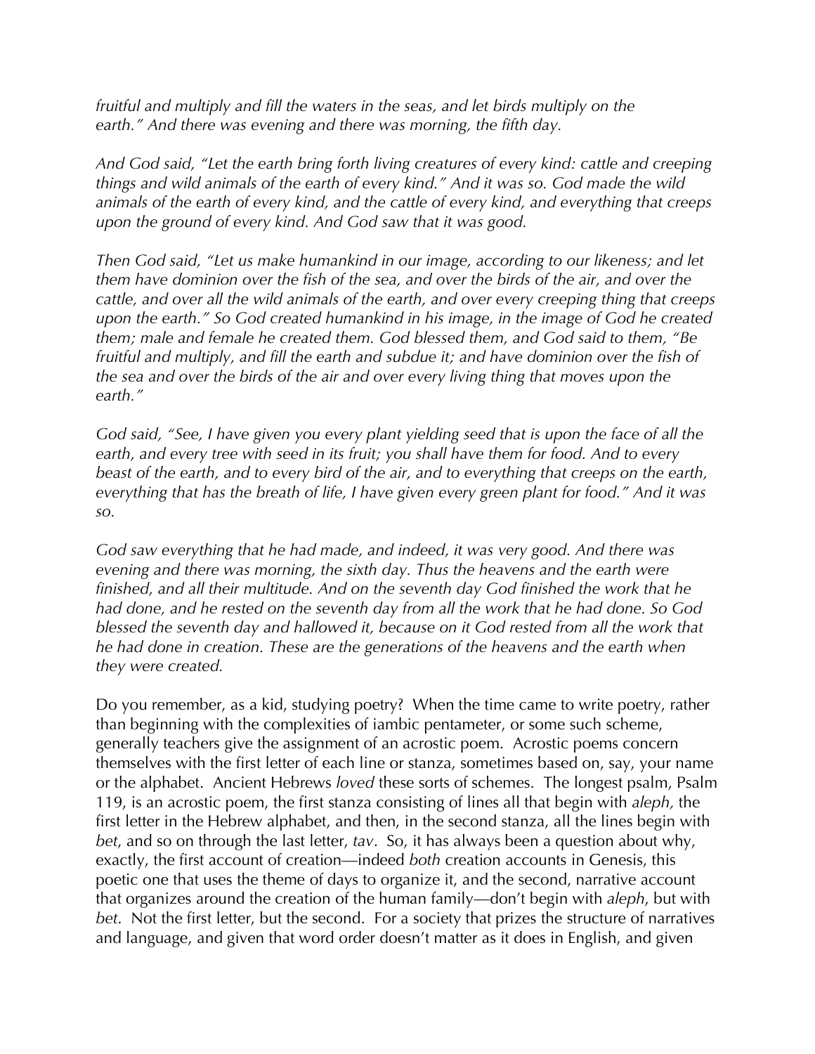*fruitful and multiply and fill the waters in the seas, and let birds multiply on the earth." And there was evening and there was morning, the fifth day.*

*And God said, "Let the earth bring forth living creatures of every kind: cattle and creeping things and wild animals of the earth of every kind." And it was so. God made the wild animals of the earth of every kind, and the cattle of every kind, and everything that creeps upon the ground of every kind. And God saw that it was good.*

*Then God said, "Let us make humankind in our image, according to our likeness; and let them have dominion over the fish of the sea, and over the birds of the air, and over the cattle, and over all the wild animals of the earth, and over every creeping thing that creeps upon the earth." So God created humankind in his image, in the image of God he created them; male and female he created them. God blessed them, and God said to them, "Be fruitful and multiply, and fill the earth and subdue it; and have dominion over the fish of the sea and over the birds of the air and over every living thing that moves upon the earth."*

*God said, "See, I have given you every plant yielding seed that is upon the face of all the earth, and every tree with seed in its fruit; you shall have them for food. And to every beast of the earth, and to every bird of the air, and to everything that creeps on the earth, everything that has the breath of life, I have given every green plant for food." And it was so.*

*God saw everything that he had made, and indeed, it was very good. And there was evening and there was morning, the sixth day. Thus the heavens and the earth were finished, and all their multitude. And on the seventh day God finished the work that he had done, and he rested on the seventh day from all the work that he had done. So God blessed the seventh day and hallowed it, because on it God rested from all the work that he had done in creation. These are the generations of the heavens and the earth when they were created.*

Do you remember, as a kid, studying poetry? When the time came to write poetry, rather than beginning with the complexities of iambic pentameter, or some such scheme, generally teachers give the assignment of an acrostic poem. Acrostic poems concern themselves with the first letter of each line or stanza, sometimes based on, say, your name or the alphabet. Ancient Hebrews *loved* these sorts of schemes. The longest psalm, Psalm 119, is an acrostic poem, the first stanza consisting of lines all that begin with *aleph,* the first letter in the Hebrew alphabet, and then, in the second stanza, all the lines begin with *bet*, and so on through the last letter, *tav*. So, it has always been a question about why, exactly, the first account of creation—indeed *both* creation accounts in Genesis, this poetic one that uses the theme of days to organize it, and the second, narrative account that organizes around the creation of the human family—don't begin with *aleph*, but with *bet*. Not the first letter, but the second. For a society that prizes the structure of narratives and language, and given that word order doesn't matter as it does in English, and given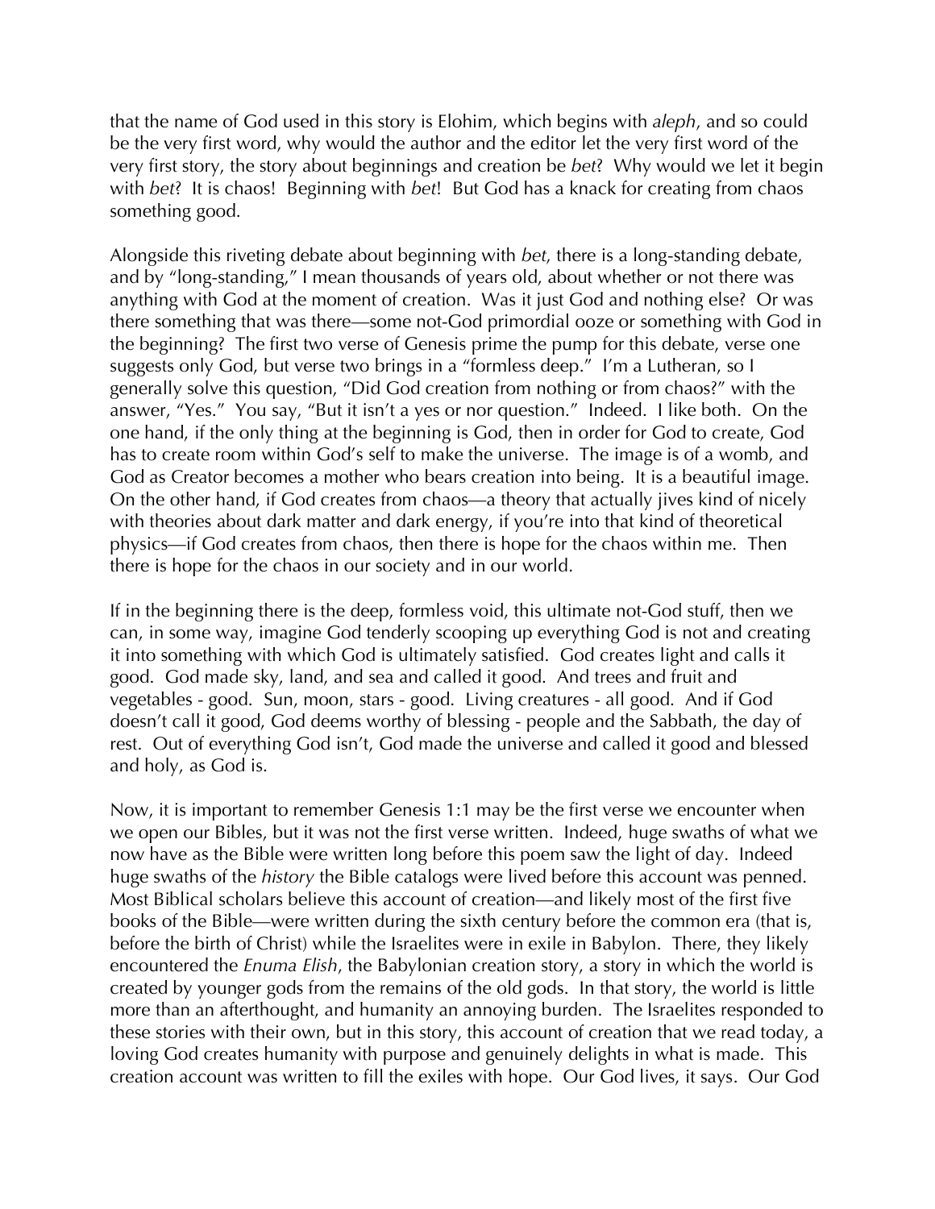that the name of God used in this story is Elohim, which begins with *aleph*, and so could be the very first word, why would the author and the editor let the very first word of the very first story, the story about beginnings and creation be *bet*? Why would we let it begin with *bet*? It is chaos! Beginning with *bet*! But God has a knack for creating from chaos something good.

Alongside this riveting debate about beginning with *bet*, there is a long-standing debate, and by "long-standing," I mean thousands of years old, about whether or not there was anything with God at the moment of creation. Was it just God and nothing else? Or was there something that was there—some not-God primordial ooze or something with God in the beginning? The first two verse of Genesis prime the pump for this debate, verse one suggests only God, but verse two brings in a "formless deep." I'm a Lutheran, so I generally solve this question, "Did God creation from nothing or from chaos?" with the answer, "Yes." You say, "But it isn't a yes or nor question." Indeed. I like both. On the one hand, if the only thing at the beginning is God, then in order for God to create, God has to create room within God's self to make the universe. The image is of a womb, and God as Creator becomes a mother who bears creation into being. It is a beautiful image. On the other hand, if God creates from chaos—a theory that actually jives kind of nicely with theories about dark matter and dark energy, if you're into that kind of theoretical physics—if God creates from chaos, then there is hope for the chaos within me. Then there is hope for the chaos in our society and in our world.

If in the beginning there is the deep, formless void, this ultimate not-God stuff, then we can, in some way, imagine God tenderly scooping up everything God is not and creating it into something with which God is ultimately satisfied. God creates light and calls it good. God made sky, land, and sea and called it good. And trees and fruit and vegetables - good. Sun, moon, stars - good. Living creatures - all good. And if God doesn't call it good, God deems worthy of blessing - people and the Sabbath, the day of rest. Out of everything God isn't, God made the universe and called it good and blessed and holy, as God is.

Now, it is important to remember Genesis 1:1 may be the first verse we encounter when we open our Bibles, but it was not the first verse written. Indeed, huge swaths of what we now have as the Bible were written long before this poem saw the light of day. Indeed huge swaths of the *history* the Bible catalogs were lived before this account was penned. Most Biblical scholars believe this account of creation—and likely most of the first five books of the Bible—were written during the sixth century before the common era (that is, before the birth of Christ) while the Israelites were in exile in Babylon. There, they likely encountered the *Enuma Elish*, the Babylonian creation story, a story in which the world is created by younger gods from the remains of the old gods. In that story, the world is little more than an afterthought, and humanity an annoying burden. The Israelites responded to these stories with their own, but in this story, this account of creation that we read today, a loving God creates humanity with purpose and genuinely delights in what is made. This creation account was written to fill the exiles with hope. Our God lives, it says. Our God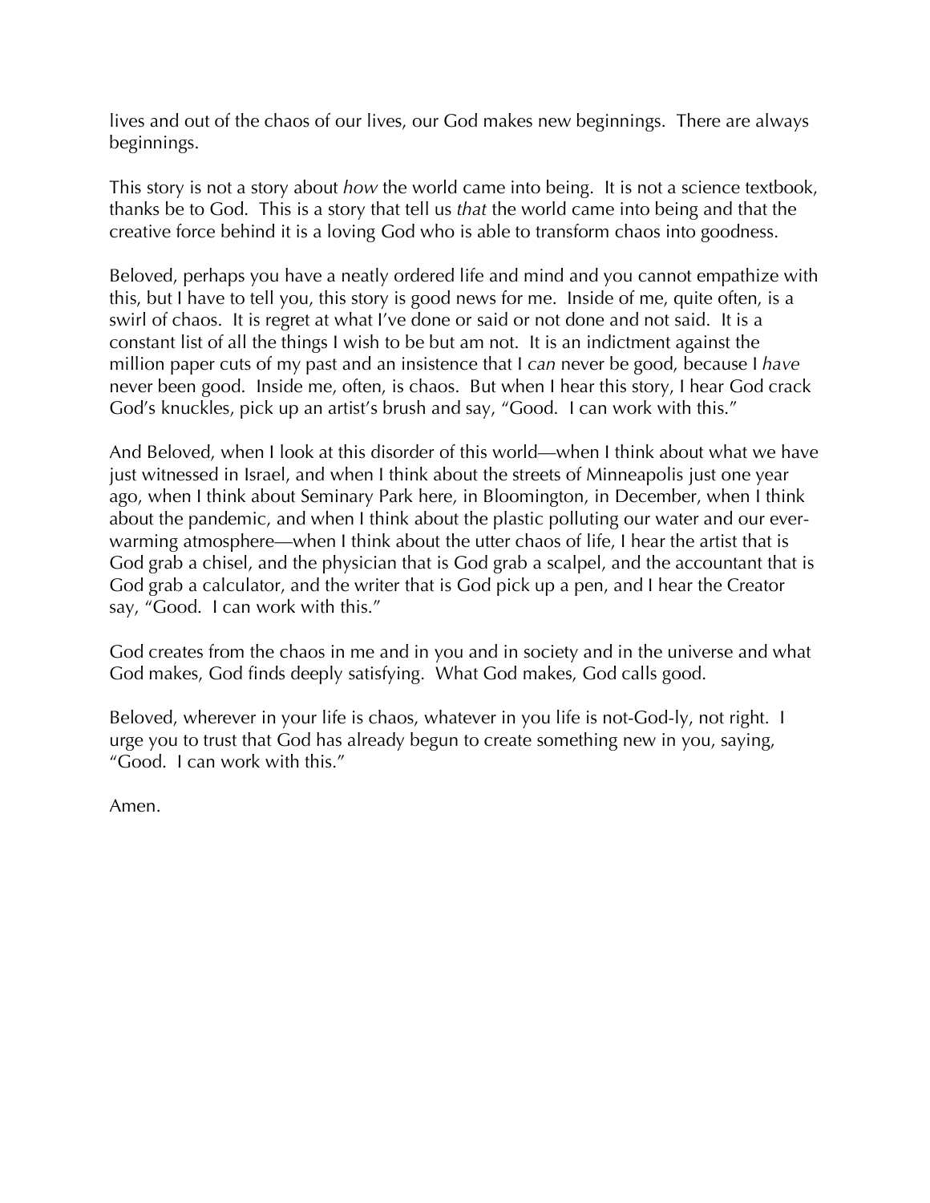lives and out of the chaos of our lives, our God makes new beginnings. There are always beginnings.

This story is not a story about *how* the world came into being. It is not a science textbook, thanks be to God. This is a story that tell us *that* the world came into being and that the creative force behind it is a loving God who is able to transform chaos into goodness.

Beloved, perhaps you have a neatly ordered life and mind and you cannot empathize with this, but I have to tell you, this story is good news for me. Inside of me, quite often, is a swirl of chaos. It is regret at what I've done or said or not done and not said. It is a constant list of all the things I wish to be but am not. It is an indictment against the million paper cuts of my past and an insistence that I *can* never be good, because I *have* never been good. Inside me, often, is chaos. But when I hear this story, I hear God crack God's knuckles, pick up an artist's brush and say, "Good. I can work with this."

And Beloved, when I look at this disorder of this world—when I think about what we have just witnessed in Israel, and when I think about the streets of Minneapolis just one year ago, when I think about Seminary Park here, in Bloomington, in December, when I think about the pandemic, and when I think about the plastic polluting our water and our ever-warming atmosphere—when I think about the utter chaos of life, I hear the artist that is God grab a chisel, and the physician that is God grab a scalpel, and the accountant that is God grab a calculator, and the writer that is God pick up a pen, and I hear the Creator say, "Good. I can work with this."

God creates from the chaos in me and in you and in society and in the universe and what God makes, God finds deeply satisfying. What God makes, God calls good.

Beloved, wherever in your life is chaos, whatever in you life is not-God-ly, not right. I urge you to trust that God has already begun to create something new in you, saying, "Good. I can work with this."

Amen.